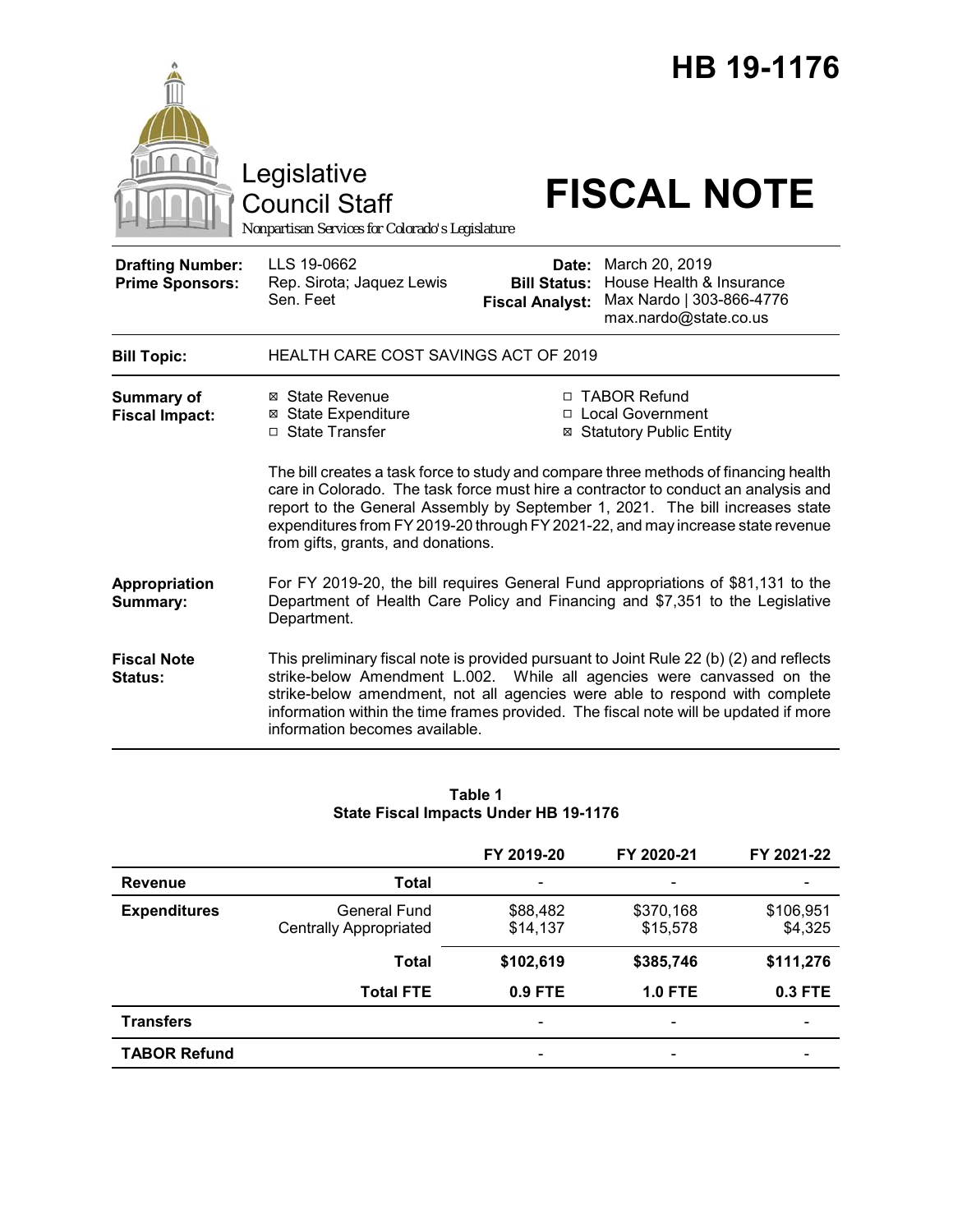# HB 19-1176

Legislative Council Staff

Nonpartisan Services for Colorado's Legislature

# FISCAL NOTE

| | | | |
|---|---|---|---|
| **Drafting Number:** | LLS 19-0662 | **Date:** | March 20, 2019 |
| **Prime Sponsors:** | Rep. Sirota; Jaquez Lewis<br>Sen. Fenberg | **Bill Status:** | House Health & Insurance |
| | | **Fiscal Analyst:** | Max Nardo \| 303-866-4776<br>max.nardo@state.co.us |

**Bill Topic:** HEALTH CARE COST SAVINGS ACT OF 2019

**Summary of Fiscal Impact:**

- ☒ State Revenue
- ☒ State Expenditure
- ☐ State Transfer
- ☐ TABOR Refund
- ☐ Local Government
- ☒ Statutory Public Entity

The bill creates a task force to study and compare three methods of financing health care in Colorado. The task force must hire a contractor to conduct an analysis and report to the General Assembly by September 1, 2021. The bill increases state expenditures from FY 2019-20 through FY 2021-22, and may increase state revenue from gifts, grants, and donations.

**Appropriation Summary:** For FY 2019-20, the bill requires General Fund appropriations of $81,131 to the Department of Health Care Policy and Financing and $7,351 to the Legislative Department.

**Fiscal Note Status:** This preliminary fiscal note is provided pursuant to Joint Rule 22 (b) (2) and reflects strike-below Amendment L.002. While all agencies were canvassed on the strike-below amendment, not all agencies were able to respond with complete information within the time frames provided. The fiscal note will be updated if more information becomes available.

**Table 1**
**State Fiscal Impacts Under HB 19-1176**

| | | FY 2019-20 | FY 2020-21 | FY 2021-22 |
|---|---|---|---|---|
| **Revenue** | **Total** | - | - | - |
| **Expenditures** | General Fund<br>Centrally Appropriated | $88,482<br>$14,137 | $370,168<br>$15,578 | $106,951<br>$4,325 |
| | **Total** | **$102,619** | **$385,746** | **$111,276** |
| | **Total FTE** | **0.9 FTE** | **1.0 FTE** | **0.3 FTE** |
| **Transfers** | | - | - | - |
| **TABOR Refund** | | - | - | - |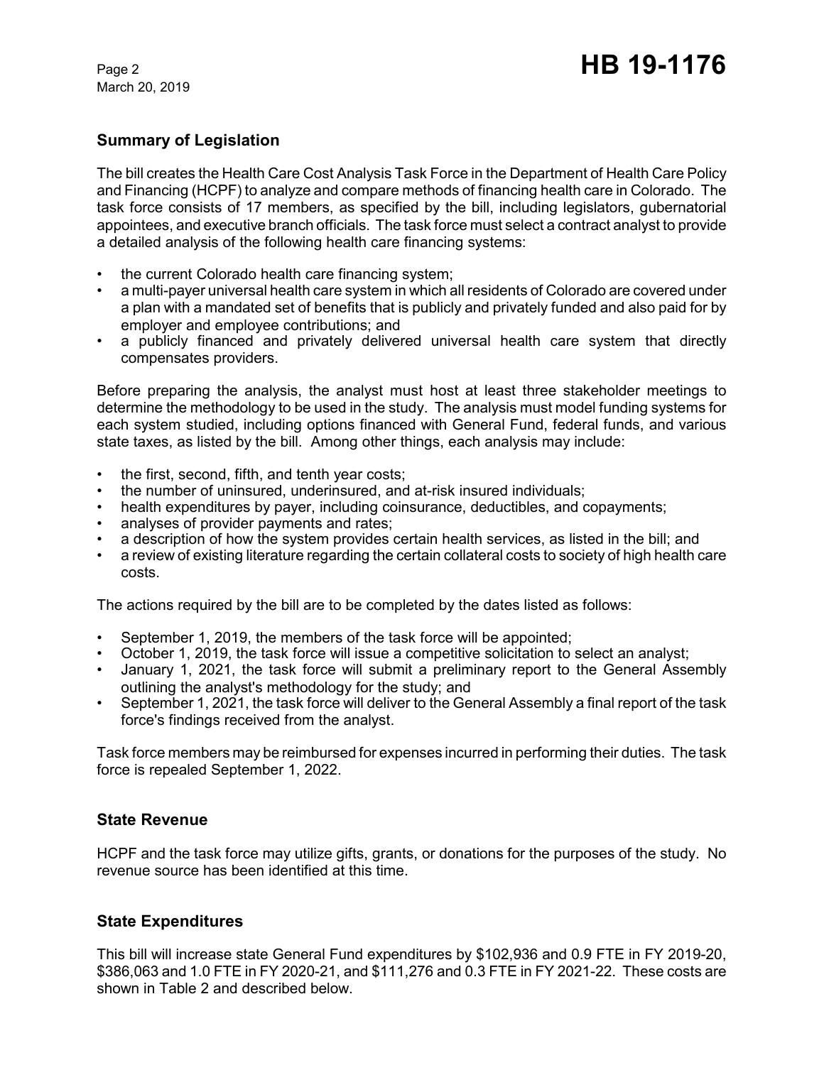## Summary of Legislation

The bill creates the Health Care Cost Analysis Task Force in the Department of Health Care Policy and Financing (HCPF) to analyze and compare methods of financing health care in Colorado. The task force consists of 17 members, as specified by the bill, including legislators, gubernatorial appointees, and executive branch officials. The task force must select a contract analyst to provide a detailed analysis of the following health care financing systems:

- the current Colorado health care financing system;
- a multi-payer universal health care system in which all residents of Colorado are covered under a plan with a mandated set of benefits that is publicly and privately funded and also paid for by employer and employee contributions; and
- a publicly financed and privately delivered universal health care system that directly compensates providers.

Before preparing the analysis, the analyst must host at least three stakeholder meetings to determine the methodology to be used in the study. The analysis must model funding systems for each system studied, including options financed with General Fund, federal funds, and various state taxes, as listed by the bill. Among other things, each analysis may include:

- the first, second, fifth, and tenth year costs;
- the number of uninsured, underinsured, and at-risk insured individuals;
- health expenditures by payer, including coinsurance, deductibles, and copayments;
- analyses of provider payments and rates;
- a description of how the system provides certain health services, as listed in the bill; and
- a review of existing literature regarding the certain collateral costs to society of high health care costs.

The actions required by the bill are to be completed by the dates listed as follows:

- September 1, 2019, the members of the task force will be appointed;
- October 1, 2019, the task force will issue a competitive solicitation to select an analyst;
- January 1, 2021, the task force will submit a preliminary report to the General Assembly outlining the analyst's methodology for the study; and
- September 1, 2021, the task force will deliver to the General Assembly a final report of the task force's findings received from the analyst.

Task force members may be reimbursed for expenses incurred in performing their duties. The task force is repealed September 1, 2022.

## State Revenue

HCPF and the task force may utilize gifts, grants, or donations for the purposes of the study. No revenue source has been identified at this time.

## State Expenditures

This bill will increase state General Fund expenditures by $102,936 and 0.9 FTE in FY 2019-20, $386,063 and 1.0 FTE in FY 2020-21, and $111,276 and 0.3 FTE in FY 2021-22. These costs are shown in Table 2 and described below.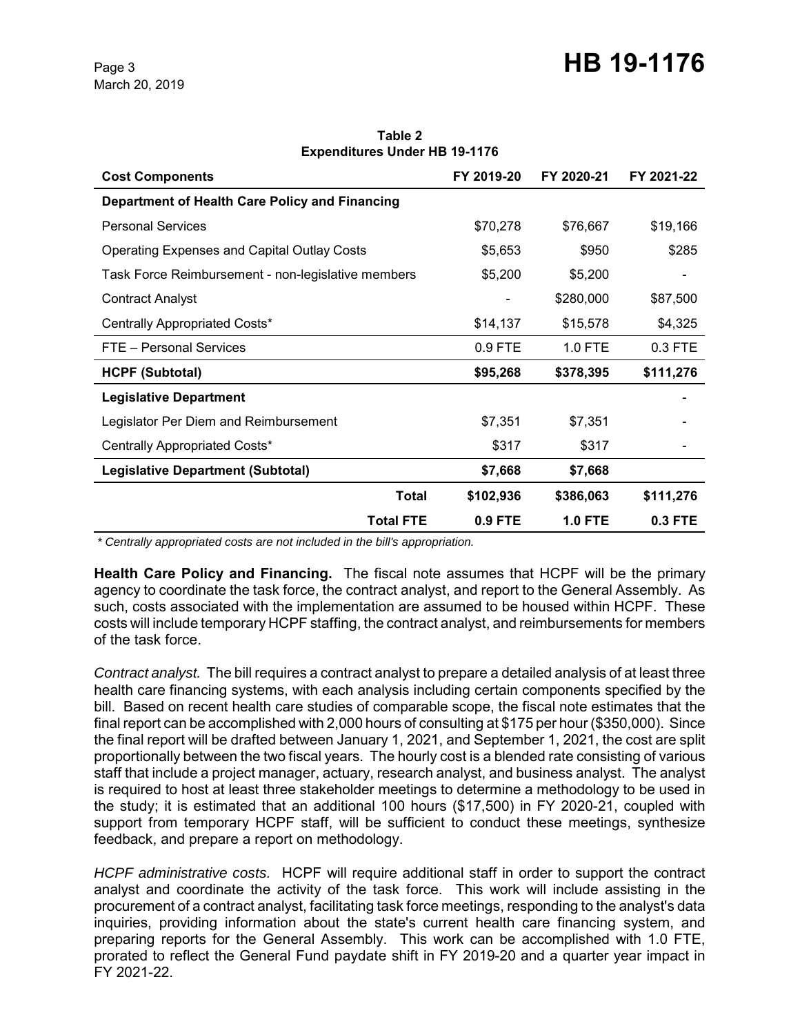**Table 2**
**Expenditures Under HB 19-1176**

| Cost Components | FY 2019-20 | FY 2020-21 | FY 2021-22 |
|---|---|---|---|
| **Department of Health Care Policy and Financing** | | | |
| Personal Services | $70,278 | $76,667 | $19,166 |
| Operating Expenses and Capital Outlay Costs | $5,653 | $950 | $285 |
| Task Force Reimbursement - non-legislative members | $5,200 | $5,200 | - |
| Contract Analyst | - | $280,000 | $87,500 |
| Centrally Appropriated Costs* | $14,137 | $15,578 | $4,325 |
| FTE – Personal Services | 0.9 FTE | 1.0 FTE | 0.3 FTE |
| **HCPF (Subtotal)** | **$95,268** | **$378,395** | **$111,276** |
| **Legislative Department** | | | - |
| Legislator Per Diem and Reimbursement | $7,351 | $7,351 | - |
| Centrally Appropriated Costs* | $317 | $317 | - |
| **Legislative Department (Subtotal)** | **$7,668** | **$7,668** | |
| **Total** | **$102,936** | **$386,063** | **$111,276** |
| **Total FTE** | **0.9 FTE** | **1.0 FTE** | **0.3 FTE** |

*\* Centrally appropriated costs are not included in the bill's appropriation.*

**Health Care Policy and Financing.** The fiscal note assumes that HCPF will be the primary agency to coordinate the task force, the contract analyst, and report to the General Assembly. As such, costs associated with the implementation are assumed to be housed within HCPF. These costs will include temporary HCPF staffing, the contract analyst, and reimbursements for members of the task force.

*Contract analyst.* The bill requires a contract analyst to prepare a detailed analysis of at least three health care financing systems, with each analysis including certain components specified by the bill. Based on recent health care studies of comparable scope, the fiscal note estimates that the final report can be accomplished with 2,000 hours of consulting at $175 per hour ($350,000). Since the final report will be drafted between January 1, 2021, and September 1, 2021, the cost are split proportionally between the two fiscal years. The hourly cost is a blended rate consisting of various staff that include a project manager, actuary, research analyst, and business analyst. The analyst is required to host at least three stakeholder meetings to determine a methodology to be used in the study; it is estimated that an additional 100 hours ($17,500) in FY 2020-21, coupled with support from temporary HCPF staff, will be sufficient to conduct these meetings, synthesize feedback, and prepare a report on methodology.

*HCPF administrative costs.* HCPF will require additional staff in order to support the contract analyst and coordinate the activity of the task force. This work will include assisting in the procurement of a contract analyst, facilitating task force meetings, responding to the analyst's data inquiries, providing information about the state's current health care financing system, and preparing reports for the General Assembly. This work can be accomplished with 1.0 FTE, prorated to reflect the General Fund paydate shift in FY 2019-20 and a quarter year impact in FY 2021-22.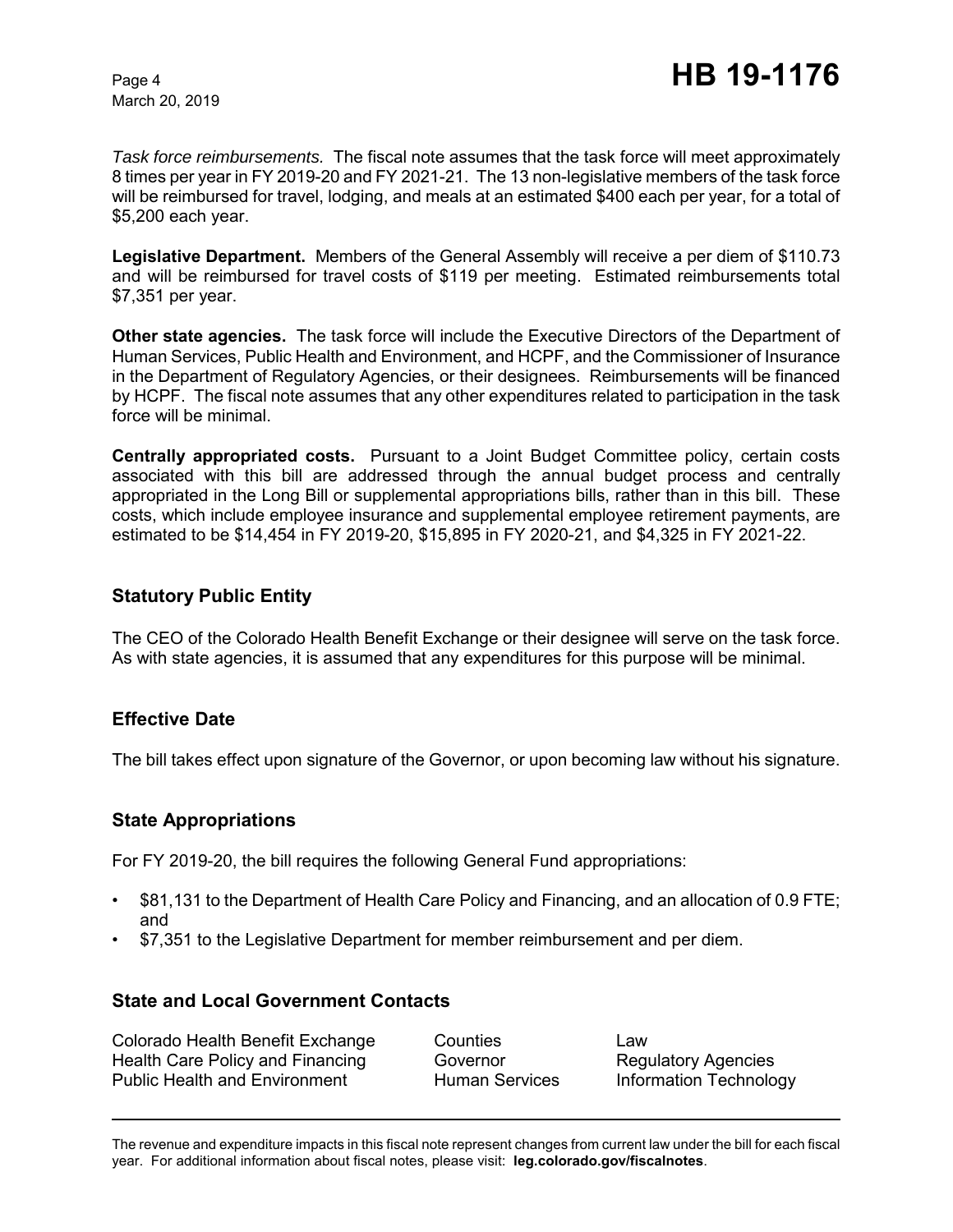*Task force reimbursements.* The fiscal note assumes that the task force will meet approximately 8 times per year in FY 2019-20 and FY 2021-21. The 13 non-legislative members of the task force will be reimbursed for travel, lodging, and meals at an estimated $400 each per year, for a total of $5,200 each year.

**Legislative Department.** Members of the General Assembly will receive a per diem of $110.73 and will be reimbursed for travel costs of $119 per meeting. Estimated reimbursements total $7,351 per year.

**Other state agencies.** The task force will include the Executive Directors of the Department of Human Services, Public Health and Environment, and HCPF, and the Commissioner of Insurance in the Department of Regulatory Agencies, or their designees. Reimbursements will be financed by HCPF. The fiscal note assumes that any other expenditures related to participation in the task force will be minimal.

**Centrally appropriated costs.** Pursuant to a Joint Budget Committee policy, certain costs associated with this bill are addressed through the annual budget process and centrally appropriated in the Long Bill or supplemental appropriations bills, rather than in this bill. These costs, which include employee insurance and supplemental employee retirement payments, are estimated to be $14,454 in FY 2019-20, $15,895 in FY 2020-21, and $4,325 in FY 2021-22.

## Statutory Public Entity

The CEO of the Colorado Health Benefit Exchange or their designee will serve on the task force. As with state agencies, it is assumed that any expenditures for this purpose will be minimal.

## Effective Date

The bill takes effect upon signature of the Governor, or upon becoming law without his signature.

## State Appropriations

For FY 2019-20, the bill requires the following General Fund appropriations:

- $81,131 to the Department of Health Care Policy and Financing, and an allocation of 0.9 FTE; and
- $7,351 to the Legislative Department for member reimbursement and per diem.

## State and Local Government Contacts

| | | |
|---|---|---|
| Colorado Health Benefit Exchange | Counties | Law |
| Health Care Policy and Financing | Governor | Regulatory Agencies |
| Public Health and Environment | Human Services | Information Technology |

The revenue and expenditure impacts in this fiscal note represent changes from current law under the bill for each fiscal year. For additional information about fiscal notes, please visit: **leg.colorado.gov/fiscalnotes**.